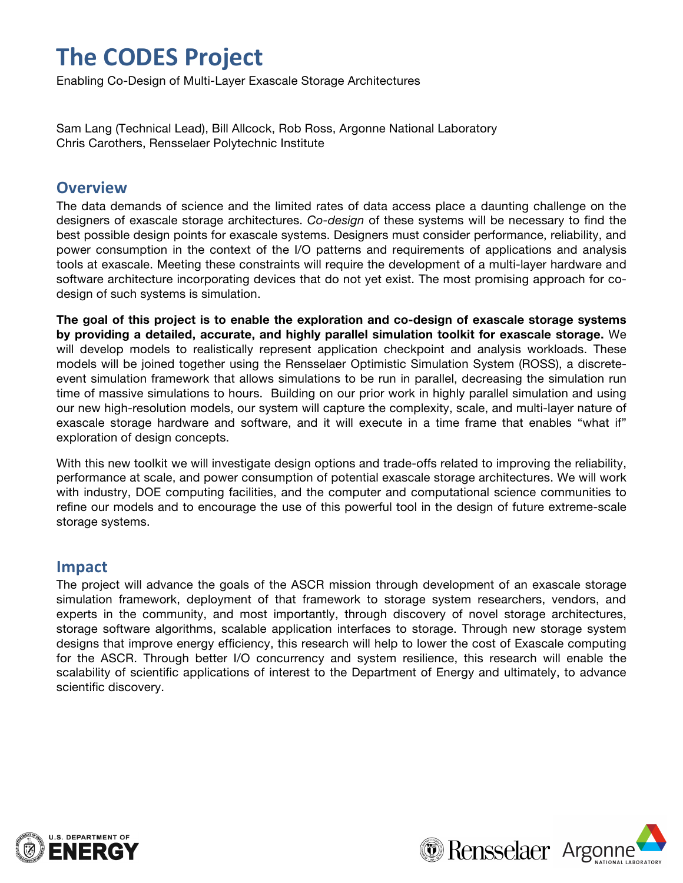# The CODES Project

Enabling Co-Design of Multi-Layer Exascale Storage Architectures

Sam Lang (Technical Lead), Bill Allcock, Rob Ross, Argonne National Laboratory
Chris Carothers, Rensselaer Polytechnic Institute

## Overview

The data demands of science and the limited rates of data access place a daunting challenge on the designers of exascale storage architectures. *Co-design* of these systems will be necessary to find the best possible design points for exascale systems. Designers must consider performance, reliability, and power consumption in the context of the I/O patterns and requirements of applications and analysis tools at exascale. Meeting these constraints will require the development of a multi-layer hardware and software architecture incorporating devices that do not yet exist. The most promising approach for co-design of such systems is simulation.

**The goal of this project is to enable the exploration and co-design of exascale storage systems by providing a detailed, accurate, and highly parallel simulation toolkit for exascale storage.** We will develop models to realistically represent application checkpoint and analysis workloads. These models will be joined together using the Rensselaer Optimistic Simulation System (ROSS), a discrete-event simulation framework that allows simulations to be run in parallel, decreasing the simulation run time of massive simulations to hours. Building on our prior work in highly parallel simulation and using our new high-resolution models, our system will capture the complexity, scale, and multi-layer nature of exascale storage hardware and software, and it will execute in a time frame that enables "what if" exploration of design concepts.

With this new toolkit we will investigate design options and trade-offs related to improving the reliability, performance at scale, and power consumption of potential exascale storage architectures. We will work with industry, DOE computing facilities, and the computer and computational science communities to refine our models and to encourage the use of this powerful tool in the design of future extreme-scale storage systems.

## Impact

The project will advance the goals of the ASCR mission through development of an exascale storage simulation framework, deployment of that framework to storage system researchers, vendors, and experts in the community, and most importantly, through discovery of novel storage architectures, storage software algorithms, scalable application interfaces to storage. Through new storage system designs that improve energy efficiency, this research will help to lower the cost of Exascale computing for the ASCR. Through better I/O concurrency and system resilience, this research will enable the scalability of scientific applications of interest to the Department of Energy and ultimately, to advance scientific discovery.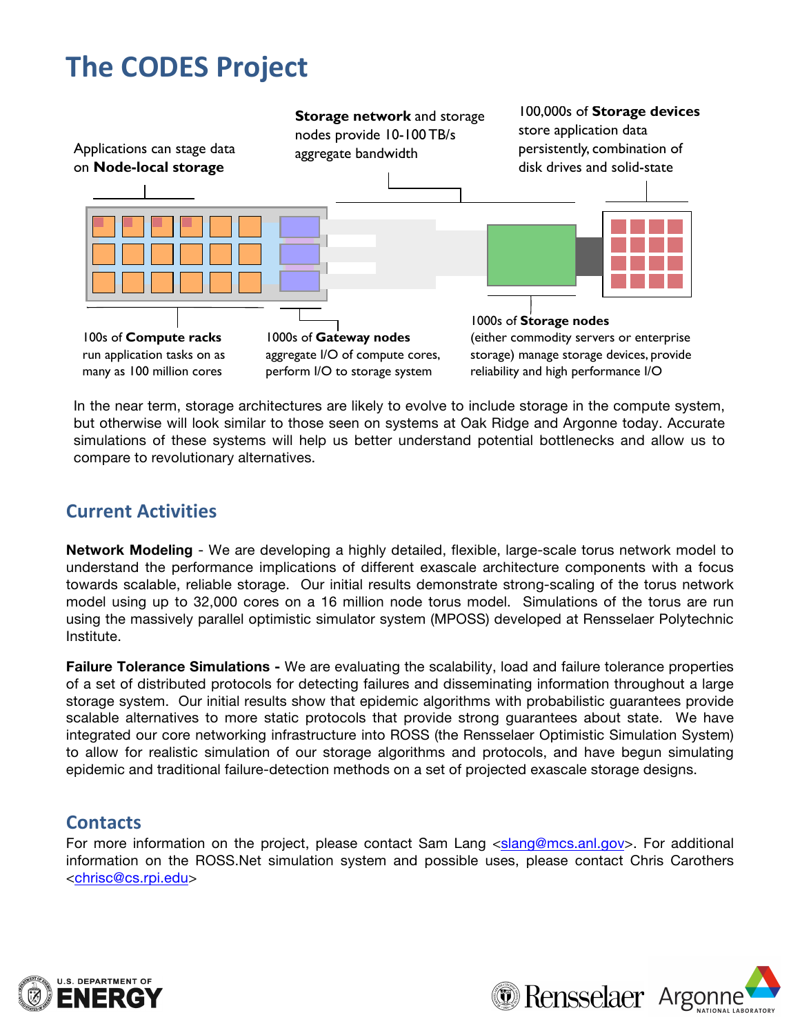# The CODES Project

Applications can stage data on **Node-local storage**

**Storage network** and storage nodes provide 10-100 TB/s aggregate bandwidth

100,000s of **Storage devices** store application data persistently, combination of disk drives and solid-state

100s of **Compute racks** run application tasks on as many as 100 million cores

1000s of **Gateway nodes** aggregate I/O of compute cores, perform I/O to storage system

1000s of **Storage nodes** (either commodity servers or enterprise storage) manage storage devices, provide reliability and high performance I/O

In the near term, storage architectures are likely to evolve to include storage in the compute system, but otherwise will look similar to those seen on systems at Oak Ridge and Argonne today. Accurate simulations of these systems will help us better understand potential bottlenecks and allow us to compare to revolutionary alternatives.

## Current Activities

**Network Modeling** - We are developing a highly detailed, flexible, large-scale torus network model to understand the performance implications of different exascale architecture components with a focus towards scalable, reliable storage. Our initial results demonstrate strong-scaling of the torus network model using up to 32,000 cores on a 16 million node torus model. Simulations of the torus are run using the massively parallel optimistic simulator system (MPOSS) developed at Rensselaer Polytechnic Institute.

**Failure Tolerance Simulations -** We are evaluating the scalability, load and failure tolerance properties of a set of distributed protocols for detecting failures and disseminating information throughout a large storage system. Our initial results show that epidemic algorithms with probabilistic guarantees provide scalable alternatives to more static protocols that provide strong guarantees about state. We have integrated our core networking infrastructure into ROSS (the Rensselaer Optimistic Simulation System) to allow for realistic simulation of our storage algorithms and protocols, and have begun simulating epidemic and traditional failure-detection methods on a set of projected exascale storage designs.

## Contacts

For more information on the project, please contact Sam Lang <slang@mcs.anl.gov>. For additional information on the ROSS.Net simulation system and possible uses, please contact Chris Carothers <chrisc@cs.rpi.edu>